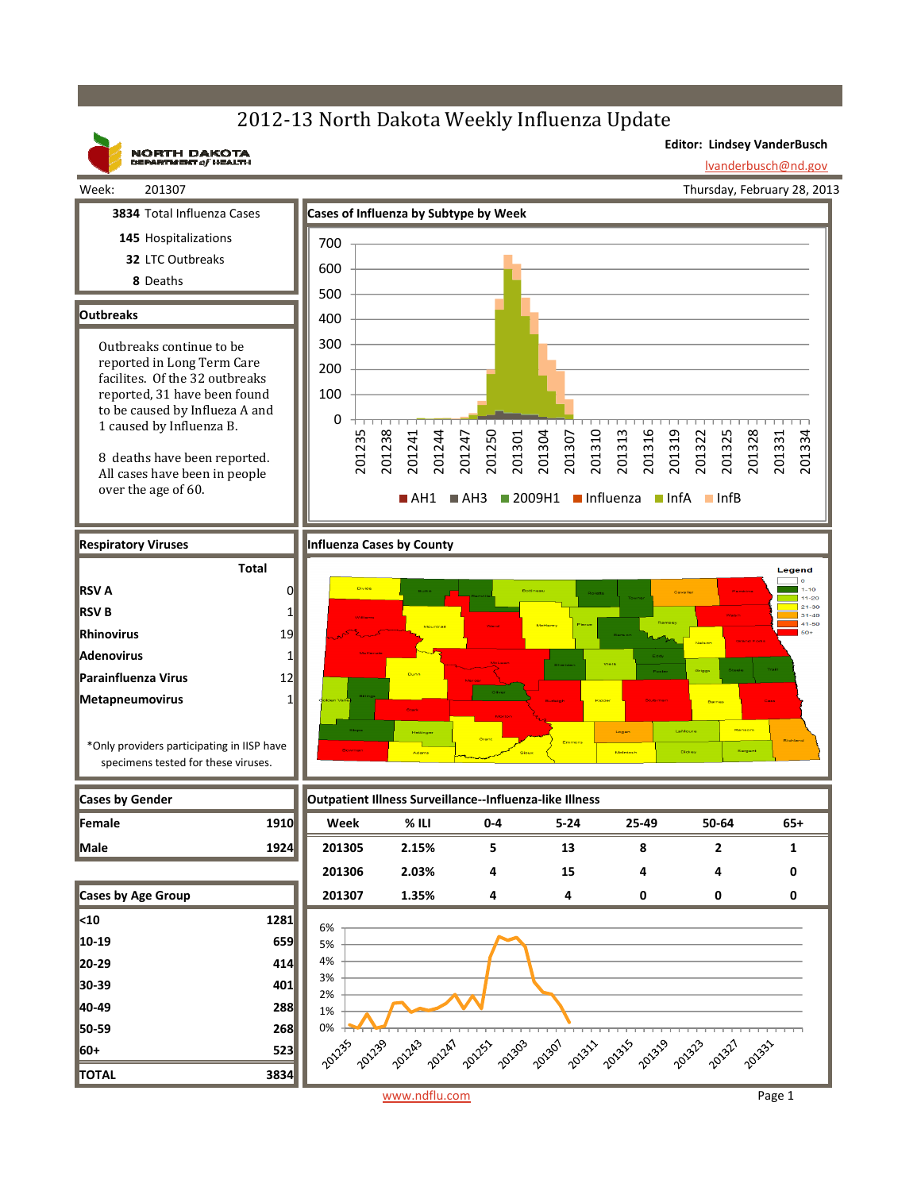# 2012-13 North Dakota Weekly Influenza Update

NORTH DAKOTA DEPARTMENT of HEALTH

**Editor: Lindsey VanderBusch**
lvanderbusch@nd.gov

Week: 201307 | Thursday, February 28, 2013

**3834** Total Influenza Cases
**145** Hospitalizations
**32** LTC Outbreaks
**8** Deaths

## Outbreaks

Outbreaks continue to be reported in Long Term Care facilites. Of the 32 outbreaks reported, 31 have been found to be caused by Influeza A and 1 caused by Influenza B.

8 deaths have been reported. All cases have been in people over the age of 60.

## Cases of Influenza by Subtype by Week

Legend: AH1, AH3, 2009H1, Influenza, InfA, InfB

## Respiratory Viruses

| | Total |
|---|---|
| RSV A | 0 |
| RSV B | 1 |
| Rhinovirus | 19 |
| Adenovirus | 1 |
| Parainfluenza Virus | 12 |
| Metapneumovirus | 1 |

*Only providers participating in IISP have specimens tested for these viruses.

## Influenza Cases by County

Legend: 0, 1-10, 11-20, 21-30, 31-40, 41-50, 50+

## Cases by Gender

| | |
|---|---|
| Female | 1910 |
| Male | 1924 |

## Cases by Age Group

| | |
|---|---|
| <10 | 1281 |
| 10-19 | 659 |
| 20-29 | 414 |
| 30-39 | 401 |
| 40-49 | 288 |
| 50-59 | 268 |
| 60+ | 523 |
| TOTAL | 3834 |

## Outpatient Illness Surveillance--Influenza-like Illness

| Week | % ILI | 0-4 | 5-24 | 25-49 | 50-64 | 65+ |
|---|---|---|---|---|---|---|
| 201305 | 2.15% | 5 | 13 | 8 | 2 | 1 |
| 201306 | 2.03% | 4 | 15 | 4 | 4 | 0 |
| 201307 | 1.35% | 4 | 4 | 0 | 0 | 0 |

www.ndflu.com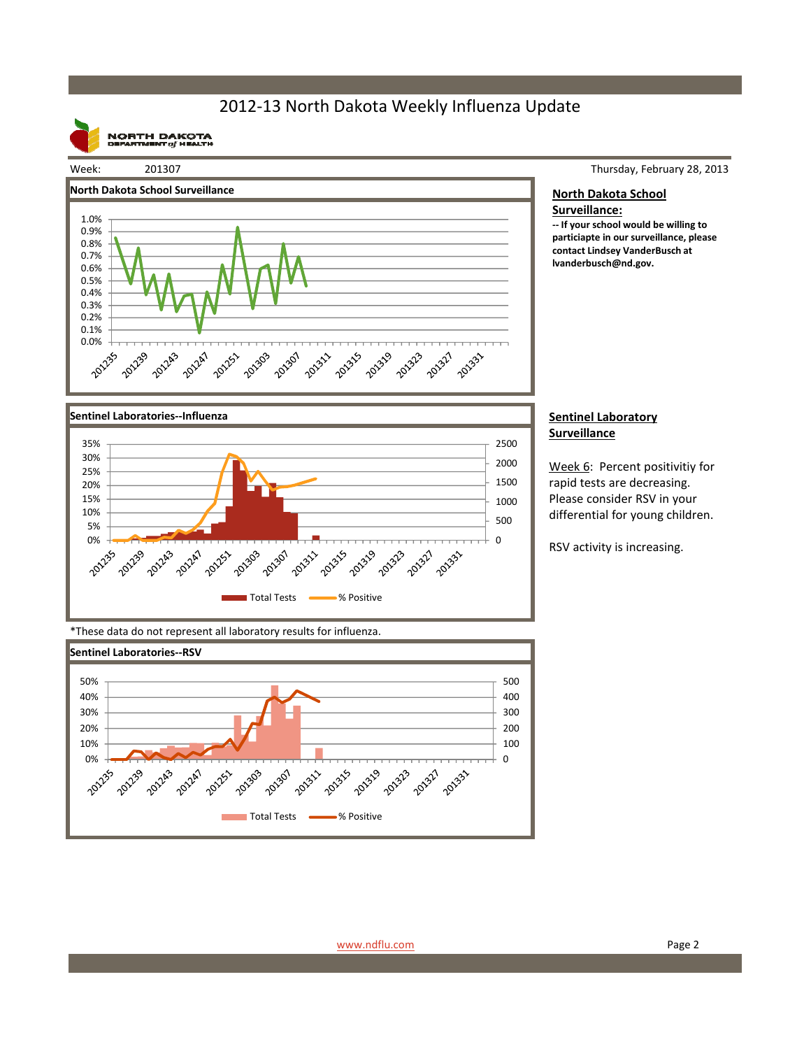# 2012-13 North Dakota Weekly Influenza Update

NORTH DAKOTA DEPARTMENT of HEALTH

Week: 201307

Thursday, February 28, 2013

## North Dakota School Surveillance

1.0%
0.9%
0.8%
0.7%
0.6%
0.5%
0.4%
0.3%
0.2%
0.1%
0.0%

201235 201239 201243 201247 201251 201303 201307 201311 201315 201319 201323 201327 201331

### North Dakota School Surveillance:

**-- If your school would be willing to particiapte in our surveillance, please contact Lindsey VanderBusch at lvanderbusch@nd.gov.**

## Sentinel Laboratories--Influenza

35%
30%
25%
20%
15%
10%
5%
0%

2500
2000
1500
1000
500
0

201235 201239 201243 201247 201251 201303 201307 201311 201315 201319 201323 201327 201331

Total Tests
% Positive

*These data do not represent all laboratory results for influenza.

### Sentinel Laboratory Surveillance

Week 6: Percent positivitiy for rapid tests are decreasing. Please consider RSV in your differential for young children.

RSV activity is increasing.

## Sentinel Laboratories--RSV

50%
40%
30%
20%
10%
0%

500
400
300
200
100
0

201235 201239 201243 201247 201251 201303 201307 201311 201315 201319 201323 201327 201331

Total Tests
% Positive

www.ndflu.com